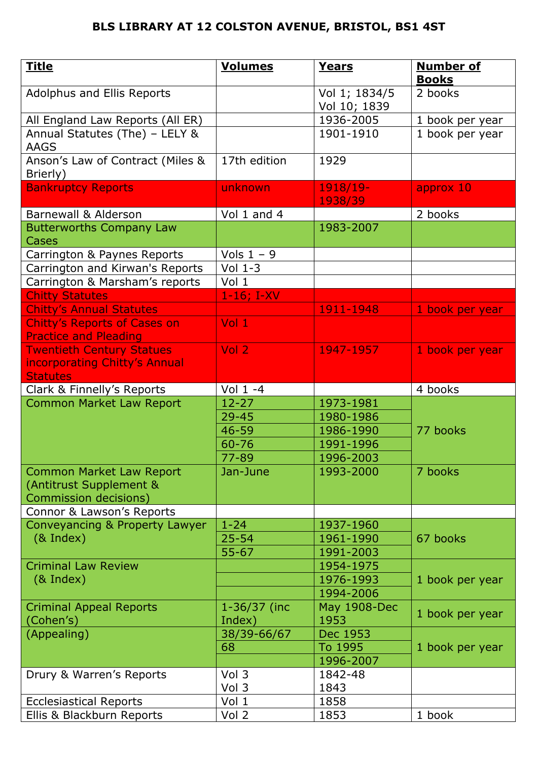# BLS LIBRARY AT 12 COLSTON AVENUE, BRISTOL, BS1 4ST

| Title | Volumes | Years | Number of Books |
|---|---|---|---|
| Adolphus and Ellis Reports | | Vol 1; 1834/5 Vol 10; 1839 | 2 books |
| All England Law Reports (All ER) | | 1936-2005 | 1 book per year |
| Annual Statutes (The) – LELY & AAGS | | 1901-1910 | 1 book per year |
| Anson's Law of Contract (Miles & Brierly) | 17th edition | 1929 | |
| Bankruptcy Reports | unknown | 1918/19-1938/39 | approx 10 |
| Barnewall & Alderson | Vol 1 and 4 | | 2 books |
| Butterworths Company Law Cases | | 1983-2007 | |
| Carrington & Paynes Reports | Vols 1 – 9 | | |
| Carrington and Kirwan's Reports | Vol 1-3 | | |
| Carrington & Marsham's reports | Vol 1 | | |
| Chitty Statutes | 1-16; I-XV | | |
| Chitty's Annual Statutes | | 1911-1948 | 1 book per year |
| Chitty's Reports of Cases on Practice and Pleading | Vol 1 | | |
| Twentieth Century Statues incorporating Chitty's Annual Statutes | Vol 2 | 1947-1957 | 1 book per year |
| Clark & Finnelly's Reports | Vol 1 -4 | | 4 books |
| Common Market Law Report | 12-27 | 1973-1981 | 77 books |
| | 29-45 | 1980-1986 | |
| | 46-59 | 1986-1990 | |
| | 60-76 | 1991-1996 | |
| | 77-89 | 1996-2003 | |
| Common Market Law Report (Antitrust Supplement & Commission decisions) | Jan-June | 1993-2000 | 7 books |
| Connor & Lawson's Reports | | | |
| Conveyancing & Property Lawyer (& Index) | 1-24 | 1937-1960 | 67 books |
| | 25-54 | 1961-1990 | |
| | 55-67 | 1991-2003 | |
| Criminal Law Review (& Index) | | 1954-1975 | 1 book per year |
| | | 1976-1993 | |
| | | 1994-2006 | |
| Criminal Appeal Reports (Cohen's) | 1-36/37 (inc Index) | May 1908-Dec 1953 | 1 book per year |
| (Appealing) | 38/39-66/67 | Dec 1953 | 1 book per year |
| | 68 | To 1995 | |
| | | 1996-2007 | |
| Drury & Warren's Reports | Vol 3 Vol 3 | 1842-48 1843 | |
| Ecclesiastical Reports | Vol 1 | 1858 | |
| Ellis & Blackburn Reports | Vol 2 | 1853 | 1 book |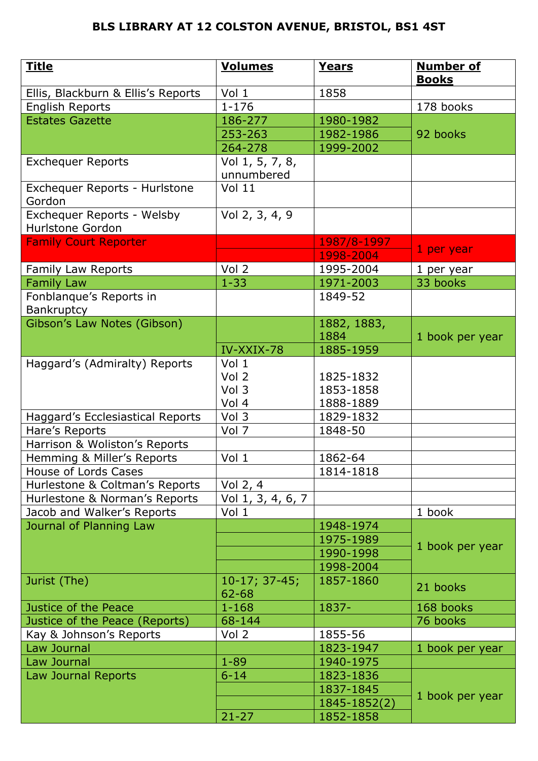# BLS LIBRARY AT 12 COLSTON AVENUE, BRISTOL, BS1 4ST

| Title | Volumes | Years | Number of Books |
|---|---|---|---|
| Ellis, Blackburn & Ellis's Reports | Vol 1 | 1858 | |
| English Reports | 1-176 | | 178 books |
| Estates Gazette | 186-277 | 1980-1982 | 92 books |
| | 253-263 | 1982-1986 | |
| | 264-278 | 1999-2002 | |
| Exchequer Reports | Vol 1, 5, 7, 8, unnumbered | | |
| Exchequer Reports - Hurlstone Gordon | Vol 11 | | |
| Exchequer Reports - Welsby Hurlstone Gordon | Vol 2, 3, 4, 9 | | |
| Family Court Reporter | | 1987/8-1997 | 1 per year |
| | | 1998-2004 | |
| Family Law Reports | Vol 2 | 1995-2004 | 1 per year |
| Family Law | 1-33 | 1971-2003 | 33 books |
| Fonblanque's Reports in Bankruptcy | | 1849-52 | |
| Gibson's Law Notes (Gibson) | | 1882, 1883, 1884 | 1 book per year |
| | IV-XXIX-78 | 1885-1959 | |
| Haggard's (Admiralty) Reports | Vol 1<br>Vol 2<br>Vol 3<br>Vol 4 | <br>1825-1832<br>1853-1858<br>1888-1889 | |
| Haggard's Ecclesiastical Reports | Vol 3 | 1829-1832 | |
| Hare's Reports | Vol 7 | 1848-50 | |
| Harrison & Woliston's Reports | | | |
| Hemming & Miller's Reports | Vol 1 | 1862-64 | |
| House of Lords Cases | | 1814-1818 | |
| Hurlestone & Coltman's Reports | Vol 2, 4 | | |
| Hurlestone & Norman's Reports | Vol 1, 3, 4, 6, 7 | | |
| Jacob and Walker's Reports | Vol 1 | | 1 book |
| Journal of Planning Law | | 1948-1974 | 1 book per year |
| | | 1975-1989 | |
| | | 1990-1998 | |
| | | 1998-2004 | |
| Jurist (The) | 10-17; 37-45; 62-68 | 1857-1860 | 21 books |
| Justice of the Peace | 1-168 | 1837- | 168 books |
| Justice of the Peace (Reports) | 68-144 | | 76 books |
| Kay & Johnson's Reports | Vol 2 | 1855-56 | |
| Law Journal | | 1823-1947 | 1 book per year |
| Law Journal | 1-89 | 1940-1975 | |
| Law Journal Reports | 6-14 | 1823-1836 | 1 book per year |
| | | 1837-1845 | |
| | | 1845-1852(2) | |
| | 21-27 | 1852-1858 | |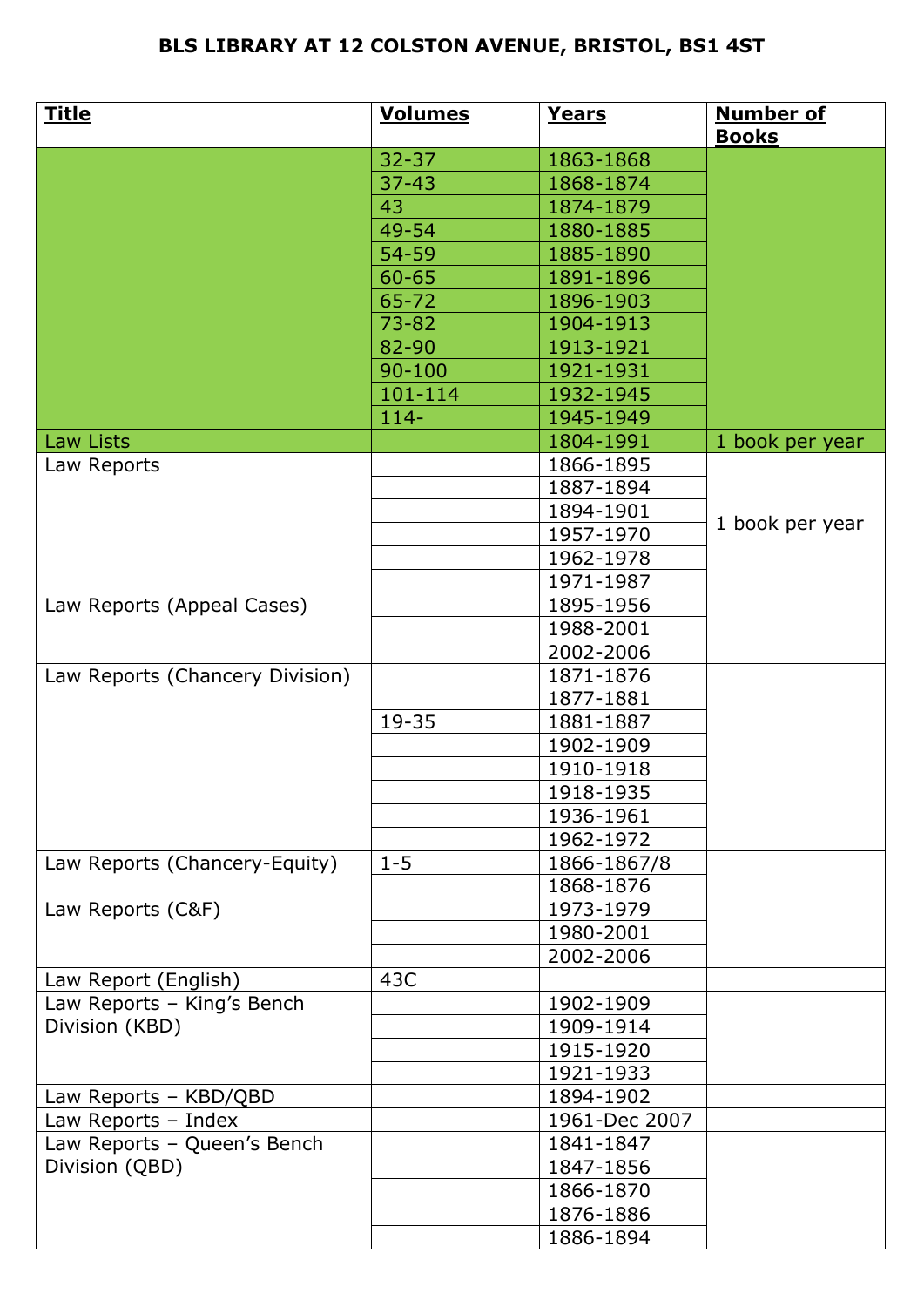# BLS LIBRARY AT 12 COLSTON AVENUE, BRISTOL, BS1 4ST

| Title | Volumes | Years | Number of Books |
|---|---|---|---|
| | 32-37 | 1863-1868 | |
| | 37-43 | 1868-1874 | |
| | 43 | 1874-1879 | |
| | 49-54 | 1880-1885 | |
| | 54-59 | 1885-1890 | |
| | 60-65 | 1891-1896 | |
| | 65-72 | 1896-1903 | |
| | 73-82 | 1904-1913 | |
| | 82-90 | 1913-1921 | |
| | 90-100 | 1921-1931 | |
| | 101-114 | 1932-1945 | |
| | 114- | 1945-1949 | |
| Law Lists | | 1804-1991 | 1 book per year |
| Law Reports | | 1866-1895 | 1 book per year |
| | | 1887-1894 | |
| | | 1894-1901 | |
| | | 1957-1970 | |
| | | 1962-1978 | |
| | | 1971-1987 | |
| Law Reports (Appeal Cases) | | 1895-1956 | |
| | | 1988-2001 | |
| | | 2002-2006 | |
| Law Reports (Chancery Division) | | 1871-1876 | |
| | | 1877-1881 | |
| | 19-35 | 1881-1887 | |
| | | 1902-1909 | |
| | | 1910-1918 | |
| | | 1918-1935 | |
| | | 1936-1961 | |
| | | 1962-1972 | |
| Law Reports (Chancery-Equity) | 1-5 | 1866-1867/8 | |
| | | 1868-1876 | |
| Law Reports (C&F) | | 1973-1979 | |
| | | 1980-2001 | |
| | | 2002-2006 | |
| Law Report (English) | 43C | | |
| Law Reports – King's Bench Division (KBD) | | 1902-1909 | |
| | | 1909-1914 | |
| | | 1915-1920 | |
| | | 1921-1933 | |
| Law Reports – KBD/QBD | | 1894-1902 | |
| Law Reports – Index | | 1961-Dec 2007 | |
| Law Reports – Queen's Bench Division (QBD) | | 1841-1847 | |
| | | 1847-1856 | |
| | | 1866-1870 | |
| | | 1876-1886 | |
| | | 1886-1894 | |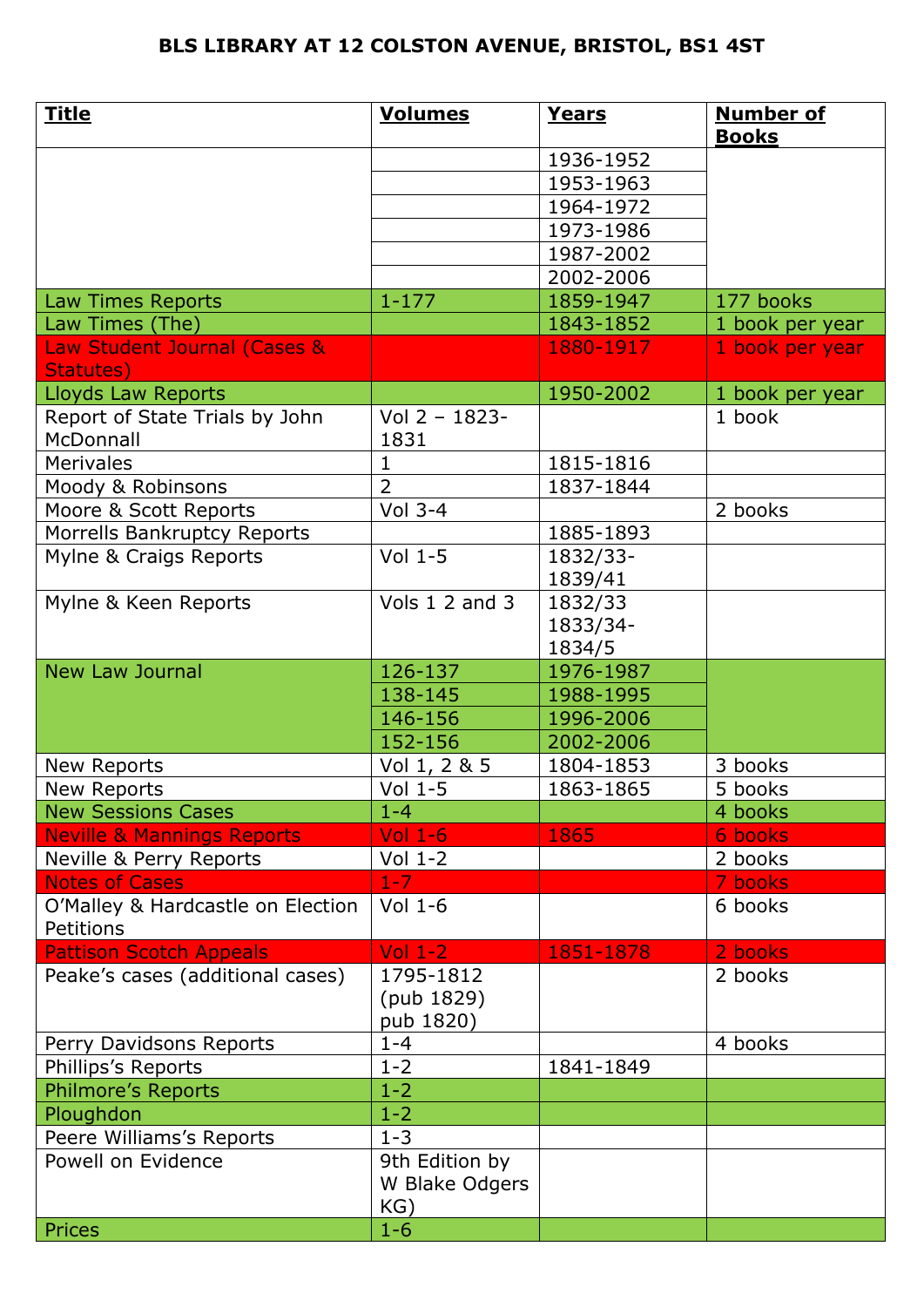# BLS LIBRARY AT 12 COLSTON AVENUE, BRISTOL, BS1 4ST

| Title | Volumes | Years | Number of Books |
|---|---|---|---|
| | | 1936-1952 | |
| | | 1953-1963 | |
| | | 1964-1972 | |
| | | 1973-1986 | |
| | | 1987-2002 | |
| | | 2002-2006 | |
| Law Times Reports | 1-177 | 1859-1947 | 177 books |
| Law Times (The) | | 1843-1852 | 1 book per year |
| Law Student Journal (Cases & Statutes) | | 1880-1917 | 1 book per year |
| Lloyds Law Reports | | 1950-2002 | 1 book per year |
| Report of State Trials by John McDonnall | Vol 2 – 1823-1831 | | 1 book |
| Merivales | 1 | 1815-1816 | |
| Moody & Robinsons | 2 | 1837-1844 | |
| Moore & Scott Reports | Vol 3-4 | | 2 books |
| Morrells Bankruptcy Reports | | 1885-1893 | |
| Mylne & Craigs Reports | Vol 1-5 | 1832/33-1839/41 | |
| Mylne & Keen Reports | Vols 1 2 and 3 | 1832/33 1833/34-1834/5 | |
| New Law Journal | 126-137 | 1976-1987 | |
| | 138-145 | 1988-1995 | |
| | 146-156 | 1996-2006 | |
| | 152-156 | 2002-2006 | |
| New Reports | Vol 1, 2 & 5 | 1804-1853 | 3 books |
| New Reports | Vol 1-5 | 1863-1865 | 5 books |
| New Sessions Cases | 1-4 | | 4 books |
| Neville & Mannings Reports | Vol 1-6 | 1865 | 6 books |
| Neville & Perry Reports | Vol 1-2 | | 2 books |
| Notes of Cases | 1-7 | | 7 books |
| O'Malley & Hardcastle on Election Petitions | Vol 1-6 | | 6 books |
| Pattison Scotch Appeals | Vol 1-2 | 1851-1878 | 2 books |
| Peake's cases (additional cases) | 1795-1812 (pub 1829) pub 1820) | | 2 books |
| Perry Davidsons Reports | 1-4 | | 4 books |
| Phillips's Reports | 1-2 | 1841-1849 | |
| Philmore's Reports | 1-2 | | |
| Ploughdon | 1-2 | | |
| Peere Williams's Reports | 1-3 | | |
| Powell on Evidence | 9th Edition by W Blake Odgers KG) | | |
| Prices | 1-6 | | |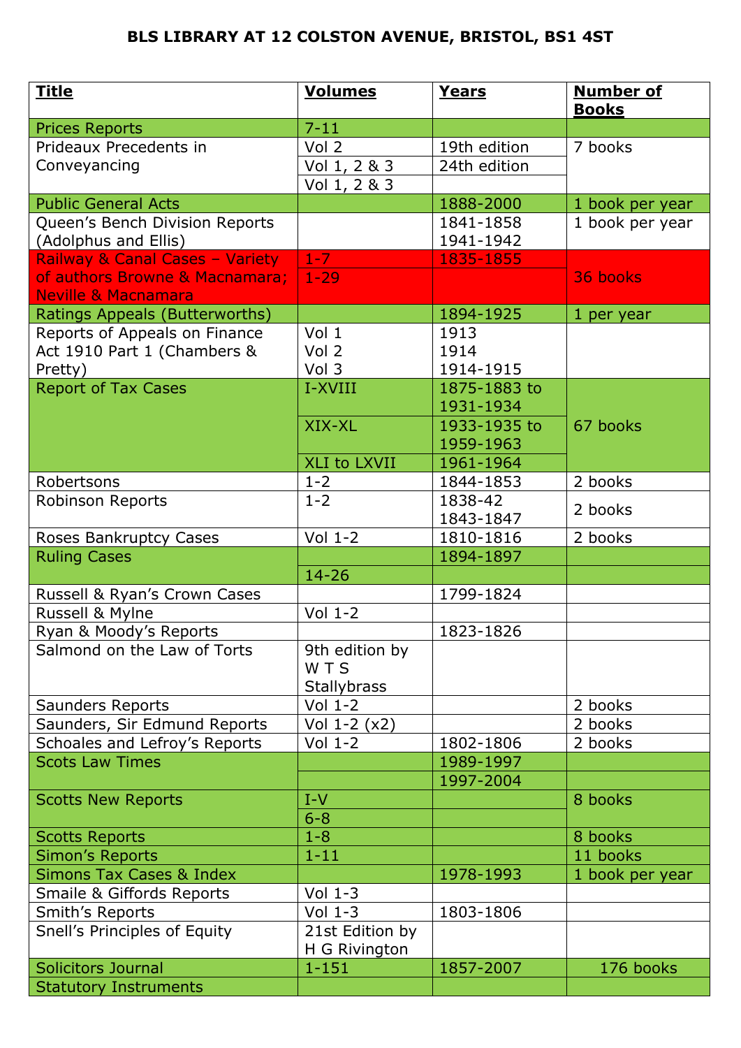# BLS LIBRARY AT 12 COLSTON AVENUE, BRISTOL, BS1 4ST

| Title | Volumes | Years | Number of Books |
|---|---|---|---|
| Prices Reports | 7-11 | | |
| Prideaux Precedents in Conveyancing | Vol 2 | 19th edition | 7 books |
| | Vol 1, 2 & 3 | 24th edition | |
| | Vol 1, 2 & 3 | | |
| Public General Acts | | 1888-2000 | 1 book per year |
| Queen's Bench Division Reports (Adolphus and Ellis) | | 1841-1858<br>1941-1942 | 1 book per year |
| Railway & Canal Cases – Variety of authors Browne & Macnamara; Neville & Macnamara | 1-7 | 1835-1855 | 36 books |
| | 1-29 | | |
| Ratings Appeals (Butterworths) | | 1894-1925 | 1 per year |
| Reports of Appeals on Finance Act 1910 Part 1 (Chambers & Pretty) | Vol 1<br>Vol 2<br>Vol 3 | 1913<br>1914<br>1914-1915 | |
| Report of Tax Cases | I-XVIII | 1875-1883 to 1931-1934 | 67 books |
| | XIX-XL | 1933-1935 to 1959-1963 | |
| | XLI to LXVII | 1961-1964 | |
| Robertsons | 1-2 | 1844-1853 | 2 books |
| Robinson Reports | 1-2 | 1838-42<br>1843-1847 | 2 books |
| Roses Bankruptcy Cases | Vol 1-2 | 1810-1816 | 2 books |
| Ruling Cases | | 1894-1897 | |
| | 14-26 | | |
| Russell & Ryan's Crown Cases | | 1799-1824 | |
| Russell & Mylne | Vol 1-2 | | |
| Ryan & Moody's Reports | | 1823-1826 | |
| Salmond on the Law of Torts | 9th edition by W T S Stallybrass | | |
| Saunders Reports | Vol 1-2 | | 2 books |
| Saunders, Sir Edmund Reports | Vol 1-2 (x2) | | 2 books |
| Schoales and Lefroy's Reports | Vol 1-2 | 1802-1806 | 2 books |
| Scots Law Times | | 1989-1997 | |
| | | 1997-2004 | |
| Scotts New Reports | I-V | | 8 books |
| | 6-8 | | |
| Scotts Reports | 1-8 | | 8 books |
| Simon's Reports | 1-11 | | 11 books |
| Simons Tax Cases & Index | | 1978-1993 | 1 book per year |
| Smaile & Giffords Reports | Vol 1-3 | | |
| Smith's Reports | Vol 1-3 | 1803-1806 | |
| Snell's Principles of Equity | 21st Edition by H G Rivington | | |
| Solicitors Journal | 1-151 | 1857-2007 | 176 books |
| Statutory Instruments | | | |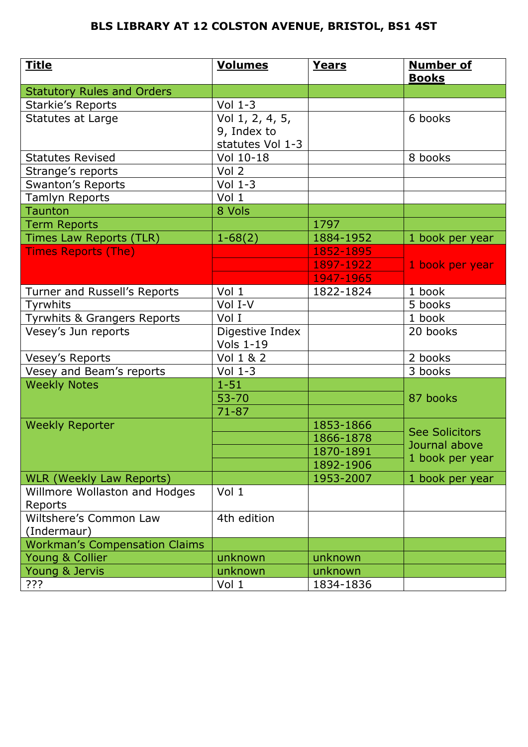# BLS LIBRARY AT 12 COLSTON AVENUE, BRISTOL, BS1 4ST

| **Title** | **Volumes** | **Years** | **Number of Books** |
|---|---|---|---|
| Statutory Rules and Orders | | | |
| Starkie's Reports | Vol 1-3 | | |
| Statutes at Large | Vol 1, 2, 4, 5, 9, Index to statutes Vol 1-3 | | 6 books |
| Statutes Revised | Vol 10-18 | | 8 books |
| Strange's reports | Vol 2 | | |
| Swanton's Reports | Vol 1-3 | | |
| Tamlyn Reports | Vol 1 | | |
| Taunton | 8 Vols | | |
| Term Reports | | 1797 | |
| Times Law Reports (TLR) | 1-68(2) | 1884-1952 | 1 book per year |
| Times Reports (The) | | 1852-1895 | 1 book per year |
| | | 1897-1922 | |
| | | 1947-1965 | |
| Turner and Russell's Reports | Vol 1 | 1822-1824 | 1 book |
| Tyrwhits | Vol I-V | | 5 books |
| Tyrwhits & Grangers Reports | Vol I | | 1 book |
| Vesey's Jun reports | Digestive Index Vols 1-19 | | 20 books |
| Vesey's Reports | Vol 1 & 2 | | 2 books |
| Vesey and Beam's reports | Vol 1-3 | | 3 books |
| Weekly Notes | 1-51 | | 87 books |
| | 53-70 | | |
| | 71-87 | | |
| Weekly Reporter | | 1853-1866 | See Solicitors Journal above 1 book per year |
| | | 1866-1878 | |
| | | 1870-1891 | |
| | | 1892-1906 | |
| WLR (Weekly Law Reports) | | 1953-2007 | 1 book per year |
| Willmore Wollaston and Hodges Reports | Vol 1 | | |
| Wiltshere's Common Law (Indermaur) | 4th edition | | |
| Workman's Compensation Claims | | | |
| Young & Collier | unknown | unknown | |
| Young & Jervis | unknown | unknown | |
| ??? | Vol 1 | 1834-1836 | |